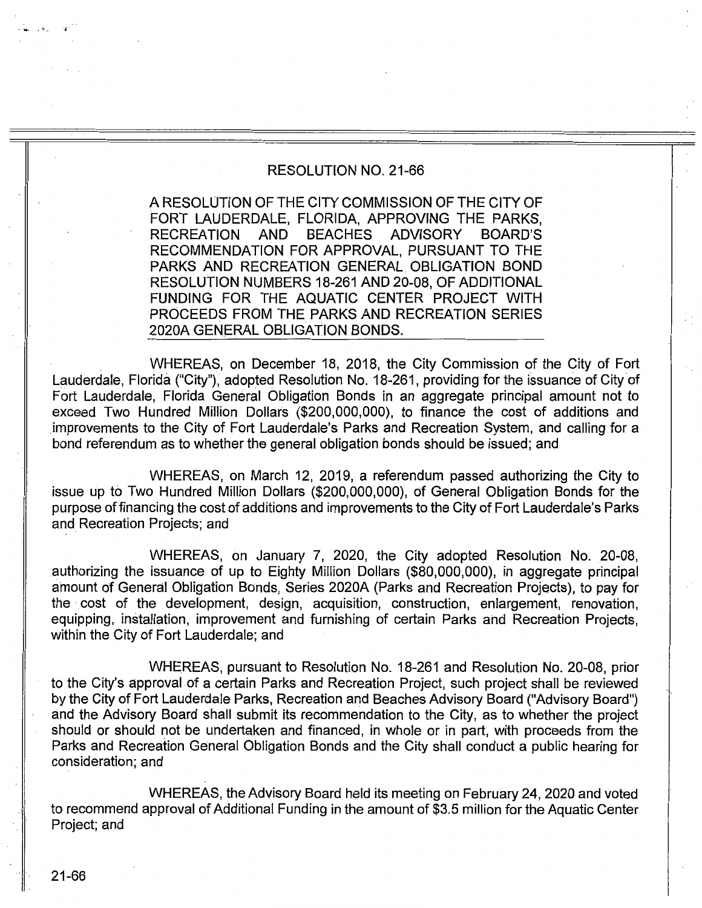# RESOLUTION NO. 21-66

A RESOLUTION OF THE CITY COMMISSION OF THE CITY OF FORT LAUDERDALE, FLORIDA, APPROVING THE PARKS, RECREATION AND BEACHES ADVISORY BOARD'S RECOMMENDATION FOR APPROVAL, PURSUANT TO THE PARKS AND RECREATION GENERAL OBLIGATION BOND RESOLUTION NUMBERS 18-261 AND 20-08, OF ADDITIONAL FUNDING FOR THE AQUATIC CENTER PROJECT WITH PROCEEDS FROM THE PARKS AND RECREATION SERIES 2020A GENERAL OBLIGATION BONDS.

WHEREAS, on December 18, 2018, the City Commission of the City of Fort Lauderdale, Florida ("City"), adopted Resolution No. 18-261, providing for the issuance of City of Fort Lauderdale, Florida General Obligation Bonds in an aggregate principal amount not to exceed Two Hundred Million Dollars ($200,000,000), to finance the cost of additions and improvements to the City of Fort Lauderdale's Parks and Recreation System, and calling for a bond referendum as to whether the general obligation bonds should be issued; and

WHEREAS, on March 12, 2019, a referendum passed authorizing the City to issue up to Two Hundred Million Dollars ($200,000,000), of General Obligation Bonds for the purpose of financing the cost of additions and improvements to the City of Fort Lauderdale's Parks and Recreation Projects; and

WHEREAS, on January 7, 2020, the City adopted Resolution No. 20-08, authorizing the issuance of up to Eighty Million Dollars ($80,000,000), in aggregate principal amount of General Obligation Bonds, Series 2020A (Parks and Recreation Projects), to pay for the cost of the development, design, acquisition, construction, enlargement, renovation, equipping, installation, improvement and furnishing of certain Parks and Recreation Projects, within the City of Fort Lauderdale; and

WHEREAS, pursuant to Resolution No. 18-261 and Resolution No. 20-08, prior to the City's approval of a certain Parks and Recreation Project, such project shall be reviewed by the City of Fort Lauderdale Parks, Recreation and Beaches Advisory Board ("Advisory Board") and the Advisory Board shall submit its recommendation to the City, as to whether the project should or should not be undertaken and financed, in whole or in part, with proceeds from the Parks and Recreation General Obligation Bonds and the City shall conduct a public hearing for consideration; and

WHEREAS, the Advisory Board held its meeting on February 24, 2020 and voted to recommend approval of Additional Funding in the amount of $3.5 million for the Aquatic Center Project; and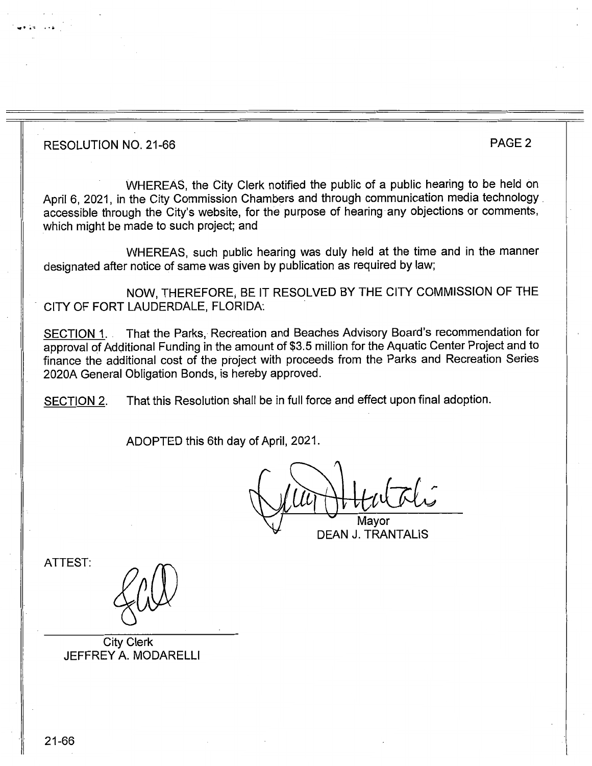RESOLUTION NO. 21-66

WHEREAS, the City Clerk notified the public of a public hearing to be held on April 6, 2021, in the City Commission Chambers and through communication media technology accessible through the City's website, for the purpose of hearing any objections or comments, which might be made to such project; and

WHEREAS, such public hearing was duly held at the time and in the manner designated after notice of same was given by publication as required by law;

NOW, THEREFORE, BE IT RESOLVED BY THE CITY COMMISSION OF THE CITY OF FORT LAUDERDALE, FLORIDA:

SECTION 1. That the Parks, Recreation and Beaches Advisory Board's recommendation for approval of Additional Funding in the amount of $3.5 million for the Aquatic Center Project and to finance the additional cost of the project with proceeds from the Parks and Recreation Series 2020A General Obligation Bonds, is hereby approved.

SECTION 2. That this Resolution shall be in full force and effect upon final adoption.

ADOPTED this 6th day of April, 2021.

Mayor
DEAN J. TRANTALIS

ATTEST:

City Clerk
JEFFREY A. MODARELLI

21-66